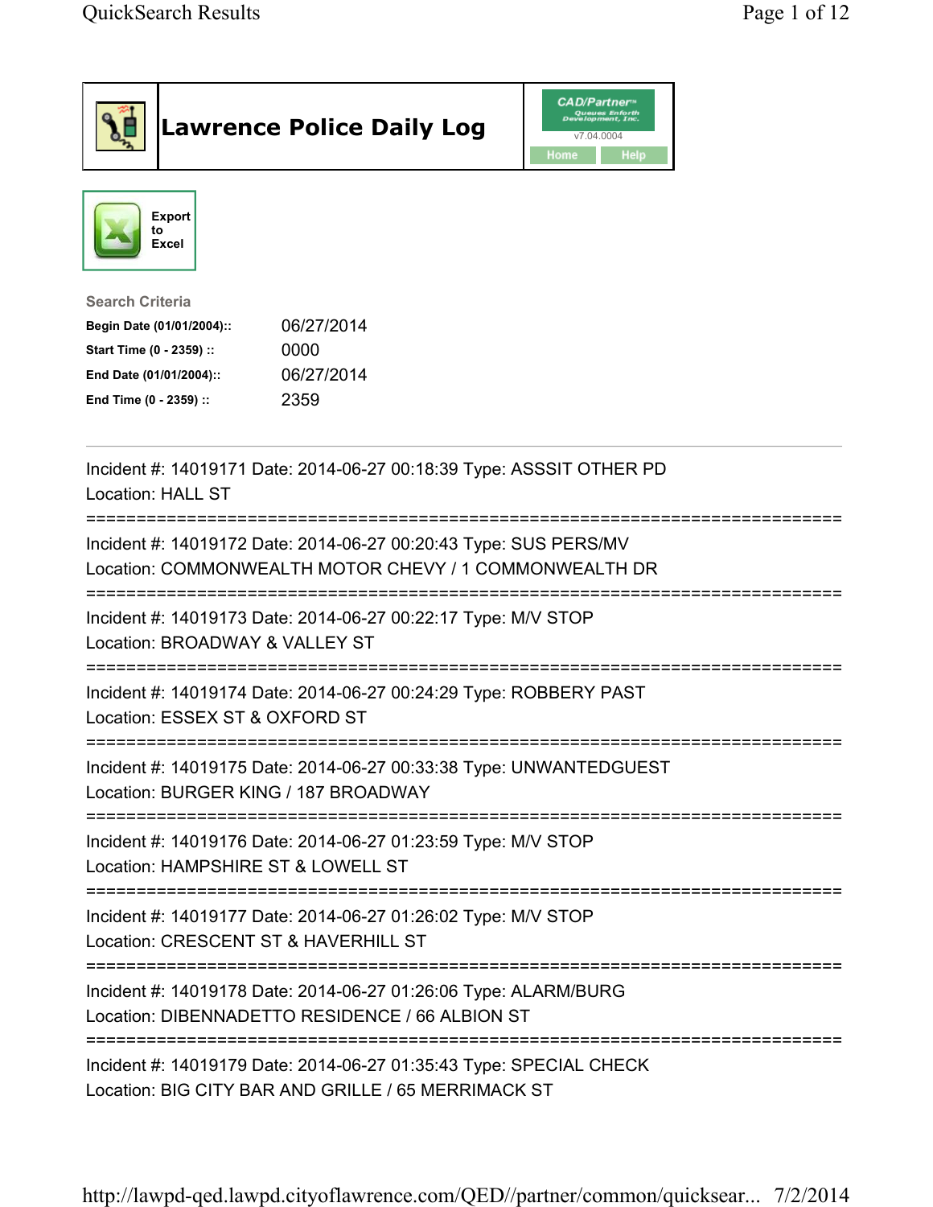# Lawrence Police Daily Log

CAD/Partner™ v7.04.0004

Home | Help

Export to Excel

**Search Criteria**

| | |
|---|---|
| **Begin Date (01/01/2004)::** | 06/27/2014 |
| **Start Time (0 - 2359) ::** | 0000 |
| **End Date (01/01/2004)::** | 06/27/2014 |
| **End Time (0 - 2359) ::** | 2359 |

---

Incident #: 14019171 Date: 2014-06-27 00:18:39 Type: ASSSIT OTHER PD
Location: HALL ST

===========================================================================

Incident #: 14019172 Date: 2014-06-27 00:20:43 Type: SUS PERS/MV
Location: COMMONWEALTH MOTOR CHEVY / 1 COMMONWEALTH DR

===========================================================================

Incident #: 14019173 Date: 2014-06-27 00:22:17 Type: M/V STOP
Location: BROADWAY & VALLEY ST

===========================================================================

Incident #: 14019174 Date: 2014-06-27 00:24:29 Type: ROBBERY PAST
Location: ESSEX ST & OXFORD ST

===========================================================================

Incident #: 14019175 Date: 2014-06-27 00:33:38 Type: UNWANTEDGUEST
Location: BURGER KING / 187 BROADWAY

===========================================================================

Incident #: 14019176 Date: 2014-06-27 01:23:59 Type: M/V STOP
Location: HAMPSHIRE ST & LOWELL ST

===========================================================================

Incident #: 14019177 Date: 2014-06-27 01:26:02 Type: M/V STOP
Location: CRESCENT ST & HAVERHILL ST

===========================================================================

Incident #: 14019178 Date: 2014-06-27 01:26:06 Type: ALARM/BURG
Location: DIBENNADETTO RESIDENCE / 66 ALBION ST

===========================================================================

Incident #: 14019179 Date: 2014-06-27 01:35:43 Type: SPECIAL CHECK
Location: BIG CITY BAR AND GRILLE / 65 MERRIMACK ST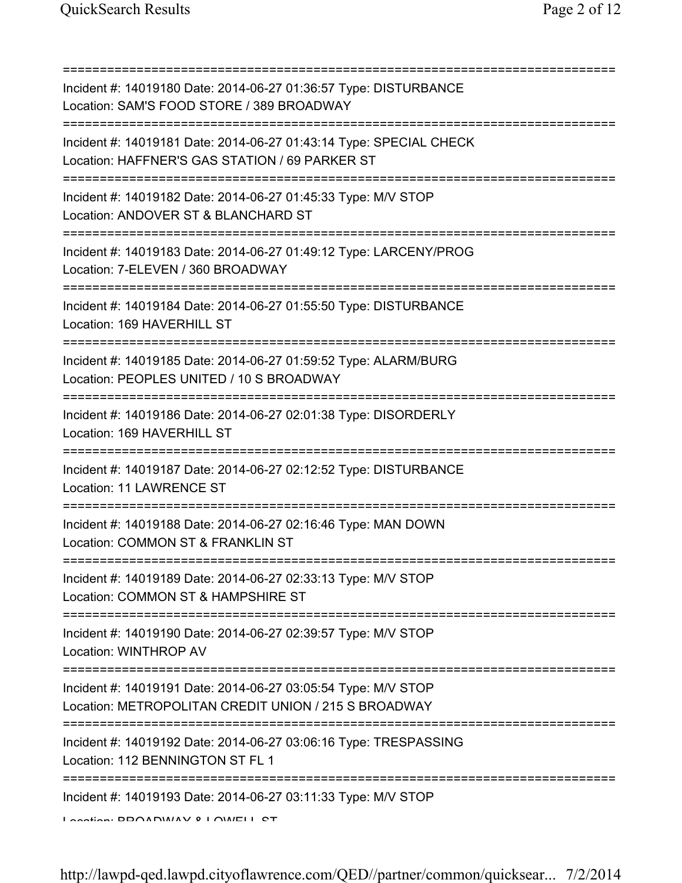===========================================================================

Incident #: 14019180 Date: 2014-06-27 01:36:57 Type: DISTURBANCE
Location: SAM'S FOOD STORE / 389 BROADWAY

===========================================================================

Incident #: 14019181 Date: 2014-06-27 01:43:14 Type: SPECIAL CHECK
Location: HAFFNER'S GAS STATION / 69 PARKER ST

===========================================================================

Incident #: 14019182 Date: 2014-06-27 01:45:33 Type: M/V STOP
Location: ANDOVER ST & BLANCHARD ST

===========================================================================

Incident #: 14019183 Date: 2014-06-27 01:49:12 Type: LARCENY/PROG
Location: 7-ELEVEN / 360 BROADWAY

===========================================================================

Incident #: 14019184 Date: 2014-06-27 01:55:50 Type: DISTURBANCE
Location: 169 HAVERHILL ST

===========================================================================

Incident #: 14019185 Date: 2014-06-27 01:59:52 Type: ALARM/BURG
Location: PEOPLES UNITED / 10 S BROADWAY

===========================================================================

Incident #: 14019186 Date: 2014-06-27 02:01:38 Type: DISORDERLY
Location: 169 HAVERHILL ST

===========================================================================

Incident #: 14019187 Date: 2014-06-27 02:12:52 Type: DISTURBANCE
Location: 11 LAWRENCE ST

===========================================================================

Incident #: 14019188 Date: 2014-06-27 02:16:46 Type: MAN DOWN
Location: COMMON ST & FRANKLIN ST

===========================================================================

Incident #: 14019189 Date: 2014-06-27 02:33:13 Type: M/V STOP
Location: COMMON ST & HAMPSHIRE ST

===========================================================================

Incident #: 14019190 Date: 2014-06-27 02:39:57 Type: M/V STOP
Location: WINTHROP AV

===========================================================================

Incident #: 14019191 Date: 2014-06-27 03:05:54 Type: M/V STOP
Location: METROPOLITAN CREDIT UNION / 215 S BROADWAY

===========================================================================

Incident #: 14019192 Date: 2014-06-27 03:06:16 Type: TRESPASSING
Location: 112 BENNINGTON ST FL 1

===========================================================================

Incident #: 14019193 Date: 2014-06-27 03:11:33 Type: M/V STOP
Location: BROADWAY & LOWELL ST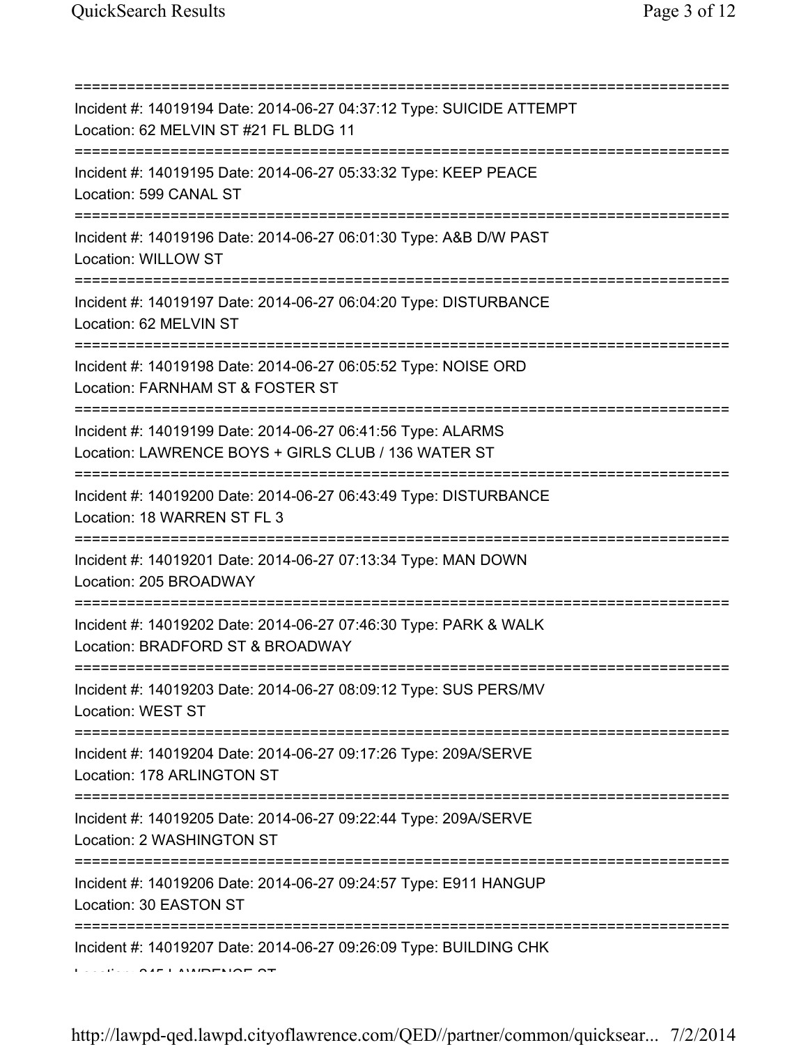===========================================================================
Incident #: 14019194 Date: 2014-06-27 04:37:12 Type: SUICIDE ATTEMPT
Location: 62 MELVIN ST #21 FL BLDG 11
===========================================================================
Incident #: 14019195 Date: 2014-06-27 05:33:32 Type: KEEP PEACE
Location: 599 CANAL ST
===========================================================================
Incident #: 14019196 Date: 2014-06-27 06:01:30 Type: A&B D/W PAST
Location: WILLOW ST
===========================================================================
Incident #: 14019197 Date: 2014-06-27 06:04:20 Type: DISTURBANCE
Location: 62 MELVIN ST
===========================================================================
Incident #: 14019198 Date: 2014-06-27 06:05:52 Type: NOISE ORD
Location: FARNHAM ST & FOSTER ST
===========================================================================
Incident #: 14019199 Date: 2014-06-27 06:41:56 Type: ALARMS
Location: LAWRENCE BOYS + GIRLS CLUB / 136 WATER ST
===========================================================================
Incident #: 14019200 Date: 2014-06-27 06:43:49 Type: DISTURBANCE
Location: 18 WARREN ST FL 3
===========================================================================
Incident #: 14019201 Date: 2014-06-27 07:13:34 Type: MAN DOWN
Location: 205 BROADWAY
===========================================================================
Incident #: 14019202 Date: 2014-06-27 07:46:30 Type: PARK & WALK
Location: BRADFORD ST & BROADWAY
===========================================================================
Incident #: 14019203 Date: 2014-06-27 08:09:12 Type: SUS PERS/MV
Location: WEST ST
===========================================================================
Incident #: 14019204 Date: 2014-06-27 09:17:26 Type: 209A/SERVE
Location: 178 ARLINGTON ST
===========================================================================
Incident #: 14019205 Date: 2014-06-27 09:22:44 Type: 209A/SERVE
Location: 2 WASHINGTON ST
===========================================================================
Incident #: 14019206 Date: 2014-06-27 09:24:57 Type: E911 HANGUP
Location: 30 EASTON ST
===========================================================================
Incident #: 14019207 Date: 2014-06-27 09:26:09 Type: BUILDING CHK
Location: 245 LAWRENCE ST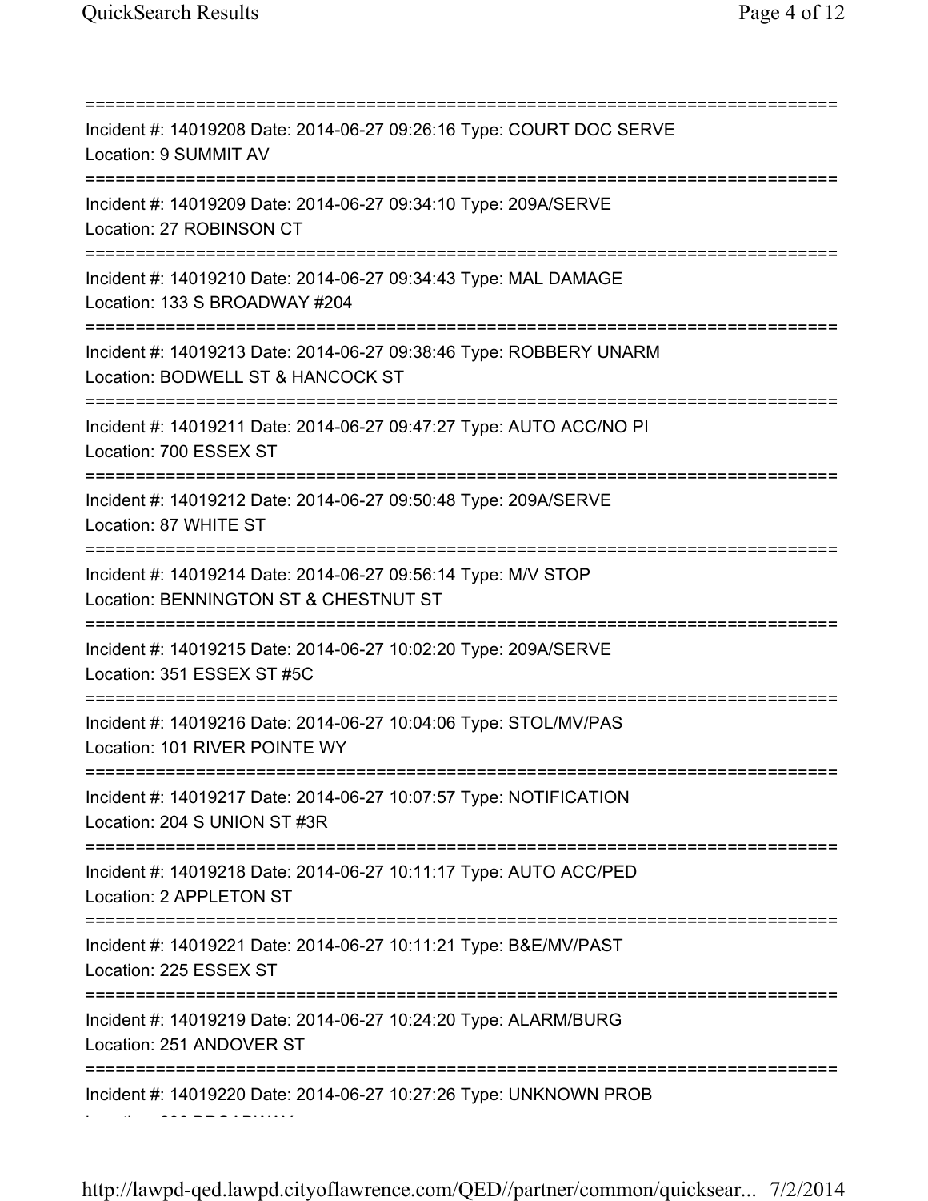===========================================================================

Incident #: 14019208 Date: 2014-06-27 09:26:16 Type: COURT DOC SERVE
Location: 9 SUMMIT AV

===========================================================================

Incident #: 14019209 Date: 2014-06-27 09:34:10 Type: 209A/SERVE
Location: 27 ROBINSON CT

===========================================================================

Incident #: 14019210 Date: 2014-06-27 09:34:43 Type: MAL DAMAGE
Location: 133 S BROADWAY #204

===========================================================================

Incident #: 14019213 Date: 2014-06-27 09:38:46 Type: ROBBERY UNARM
Location: BODWELL ST & HANCOCK ST

===========================================================================

Incident #: 14019211 Date: 2014-06-27 09:47:27 Type: AUTO ACC/NO PI
Location: 700 ESSEX ST

===========================================================================

Incident #: 14019212 Date: 2014-06-27 09:50:48 Type: 209A/SERVE
Location: 87 WHITE ST

===========================================================================

Incident #: 14019214 Date: 2014-06-27 09:56:14 Type: M/V STOP
Location: BENNINGTON ST & CHESTNUT ST

===========================================================================

Incident #: 14019215 Date: 2014-06-27 10:02:20 Type: 209A/SERVE
Location: 351 ESSEX ST #5C

===========================================================================

Incident #: 14019216 Date: 2014-06-27 10:04:06 Type: STOL/MV/PAS
Location: 101 RIVER POINTE WY

===========================================================================

Incident #: 14019217 Date: 2014-06-27 10:07:57 Type: NOTIFICATION
Location: 204 S UNION ST #3R

===========================================================================

Incident #: 14019218 Date: 2014-06-27 10:11:17 Type: AUTO ACC/PED
Location: 2 APPLETON ST

===========================================================================

Incident #: 14019221 Date: 2014-06-27 10:11:21 Type: B&E/MV/PAST
Location: 225 ESSEX ST

===========================================================================

Incident #: 14019219 Date: 2014-06-27 10:24:20 Type: ALARM/BURG
Location: 251 ANDOVER ST

===========================================================================

Incident #: 14019220 Date: 2014-06-27 10:27:26 Type: UNKNOWN PROB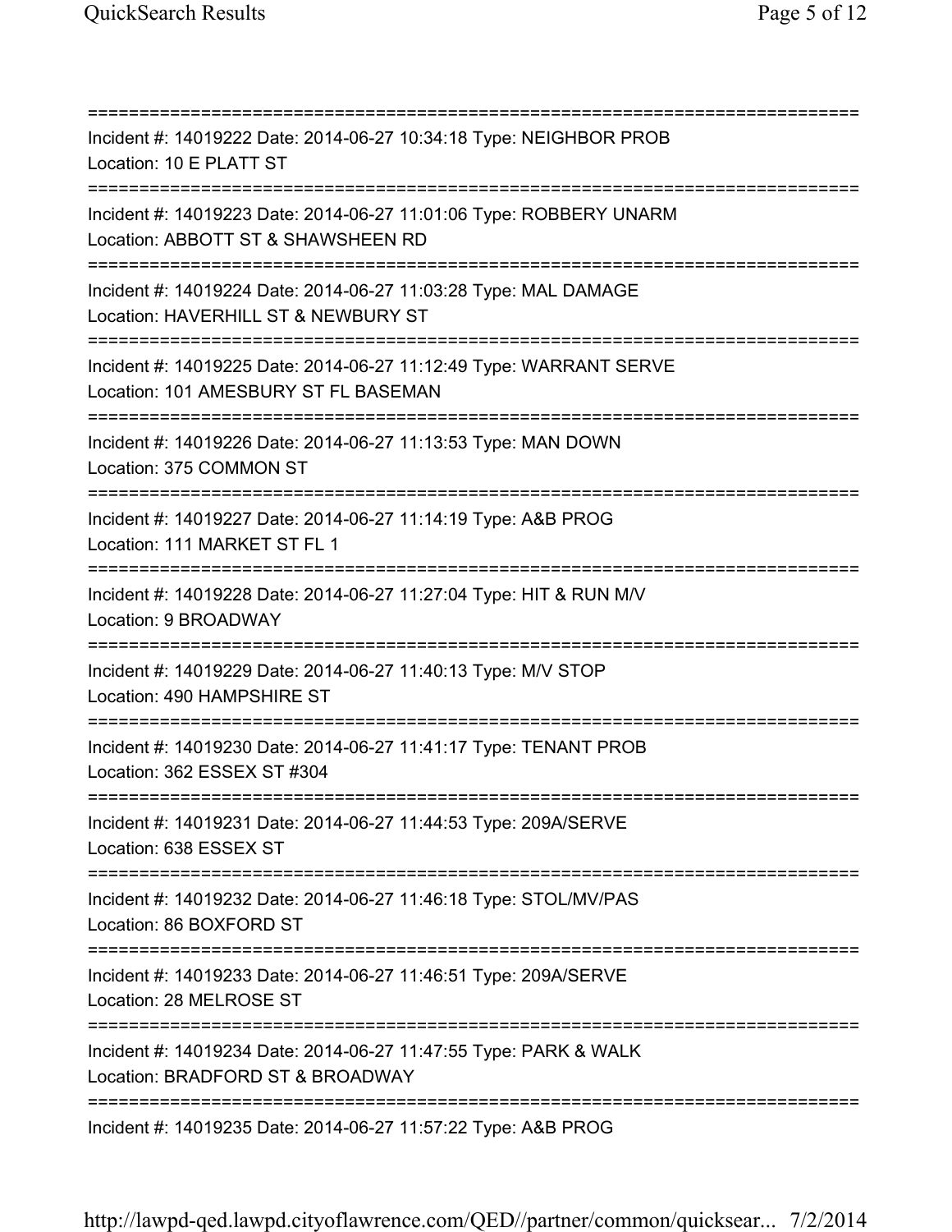===========================================================================
Incident #: 14019222 Date: 2014-06-27 10:34:18 Type: NEIGHBOR PROB
Location: 10 E PLATT ST
===========================================================================
Incident #: 14019223 Date: 2014-06-27 11:01:06 Type: ROBBERY UNARM
Location: ABBOTT ST & SHAWSHEEN RD
===========================================================================
Incident #: 14019224 Date: 2014-06-27 11:03:28 Type: MAL DAMAGE
Location: HAVERHILL ST & NEWBURY ST
===========================================================================
Incident #: 14019225 Date: 2014-06-27 11:12:49 Type: WARRANT SERVE
Location: 101 AMESBURY ST FL BASEMAN
===========================================================================
Incident #: 14019226 Date: 2014-06-27 11:13:53 Type: MAN DOWN
Location: 375 COMMON ST
===========================================================================
Incident #: 14019227 Date: 2014-06-27 11:14:19 Type: A&B PROG
Location: 111 MARKET ST FL 1
===========================================================================
Incident #: 14019228 Date: 2014-06-27 11:27:04 Type: HIT & RUN M/V
Location: 9 BROADWAY
===========================================================================
Incident #: 14019229 Date: 2014-06-27 11:40:13 Type: M/V STOP
Location: 490 HAMPSHIRE ST
===========================================================================
Incident #: 14019230 Date: 2014-06-27 11:41:17 Type: TENANT PROB
Location: 362 ESSEX ST #304
===========================================================================
Incident #: 14019231 Date: 2014-06-27 11:44:53 Type: 209A/SERVE
Location: 638 ESSEX ST
===========================================================================
Incident #: 14019232 Date: 2014-06-27 11:46:18 Type: STOL/MV/PAS
Location: 86 BOXFORD ST
===========================================================================
Incident #: 14019233 Date: 2014-06-27 11:46:51 Type: 209A/SERVE
Location: 28 MELROSE ST
===========================================================================
Incident #: 14019234 Date: 2014-06-27 11:47:55 Type: PARK & WALK
Location: BRADFORD ST & BROADWAY
===========================================================================
Incident #: 14019235 Date: 2014-06-27 11:57:22 Type: A&B PROG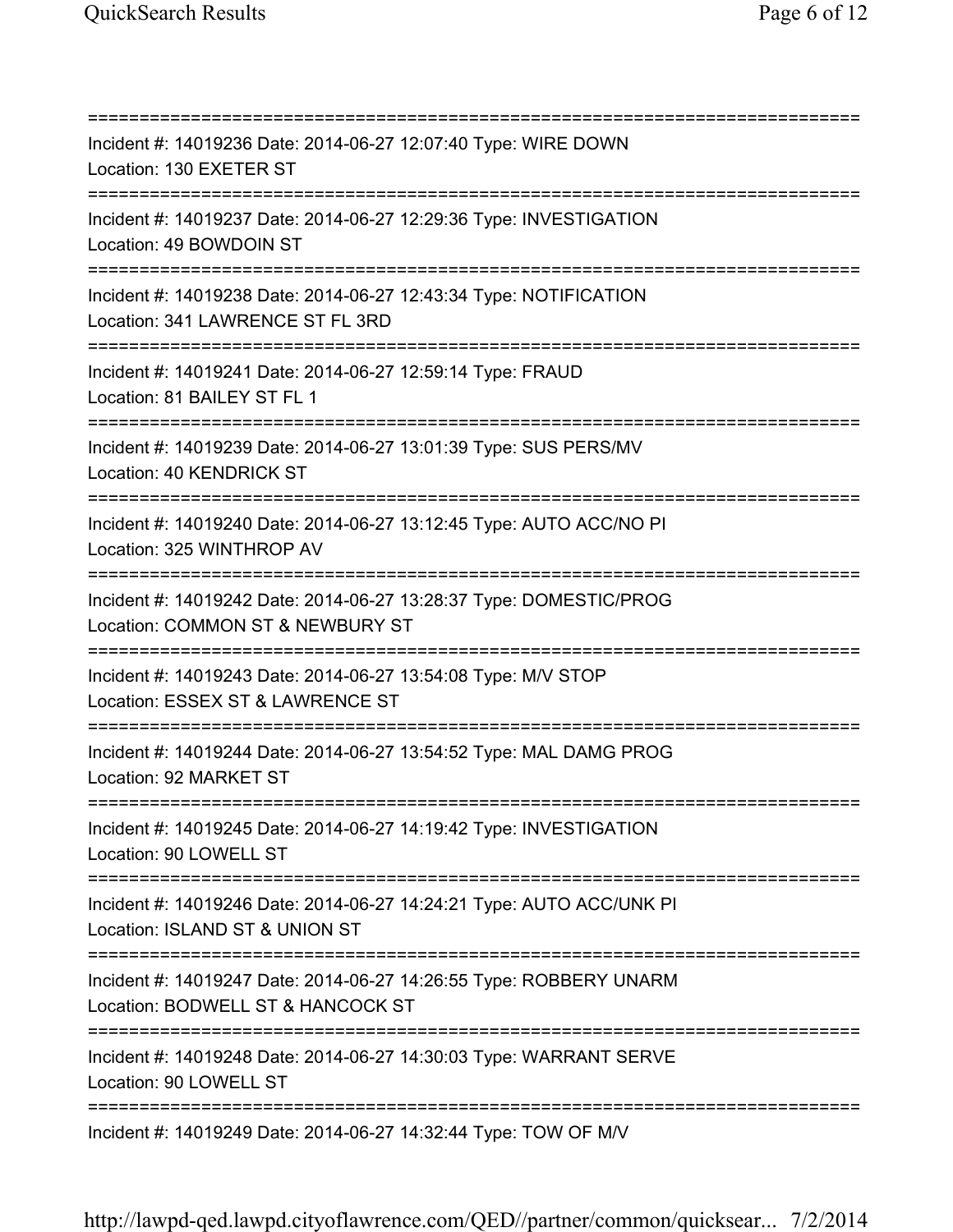===========================================================================
Incident #: 14019236 Date: 2014-06-27 12:07:40 Type: WIRE DOWN
Location: 130 EXETER ST
===========================================================================
Incident #: 14019237 Date: 2014-06-27 12:29:36 Type: INVESTIGATION
Location: 49 BOWDOIN ST
===========================================================================
Incident #: 14019238 Date: 2014-06-27 12:43:34 Type: NOTIFICATION
Location: 341 LAWRENCE ST FL 3RD
===========================================================================
Incident #: 14019241 Date: 2014-06-27 12:59:14 Type: FRAUD
Location: 81 BAILEY ST FL 1
===========================================================================
Incident #: 14019239 Date: 2014-06-27 13:01:39 Type: SUS PERS/MV
Location: 40 KENDRICK ST
===========================================================================
Incident #: 14019240 Date: 2014-06-27 13:12:45 Type: AUTO ACC/NO PI
Location: 325 WINTHROP AV
===========================================================================
Incident #: 14019242 Date: 2014-06-27 13:28:37 Type: DOMESTIC/PROG
Location: COMMON ST & NEWBURY ST
===========================================================================
Incident #: 14019243 Date: 2014-06-27 13:54:08 Type: M/V STOP
Location: ESSEX ST & LAWRENCE ST
===========================================================================
Incident #: 14019244 Date: 2014-06-27 13:54:52 Type: MAL DAMG PROG
Location: 92 MARKET ST
===========================================================================
Incident #: 14019245 Date: 2014-06-27 14:19:42 Type: INVESTIGATION
Location: 90 LOWELL ST
===========================================================================
Incident #: 14019246 Date: 2014-06-27 14:24:21 Type: AUTO ACC/UNK PI
Location: ISLAND ST & UNION ST
===========================================================================
Incident #: 14019247 Date: 2014-06-27 14:26:55 Type: ROBBERY UNARM
Location: BODWELL ST & HANCOCK ST
===========================================================================
Incident #: 14019248 Date: 2014-06-27 14:30:03 Type: WARRANT SERVE
Location: 90 LOWELL ST
===========================================================================
Incident #: 14019249 Date: 2014-06-27 14:32:44 Type: TOW OF M/V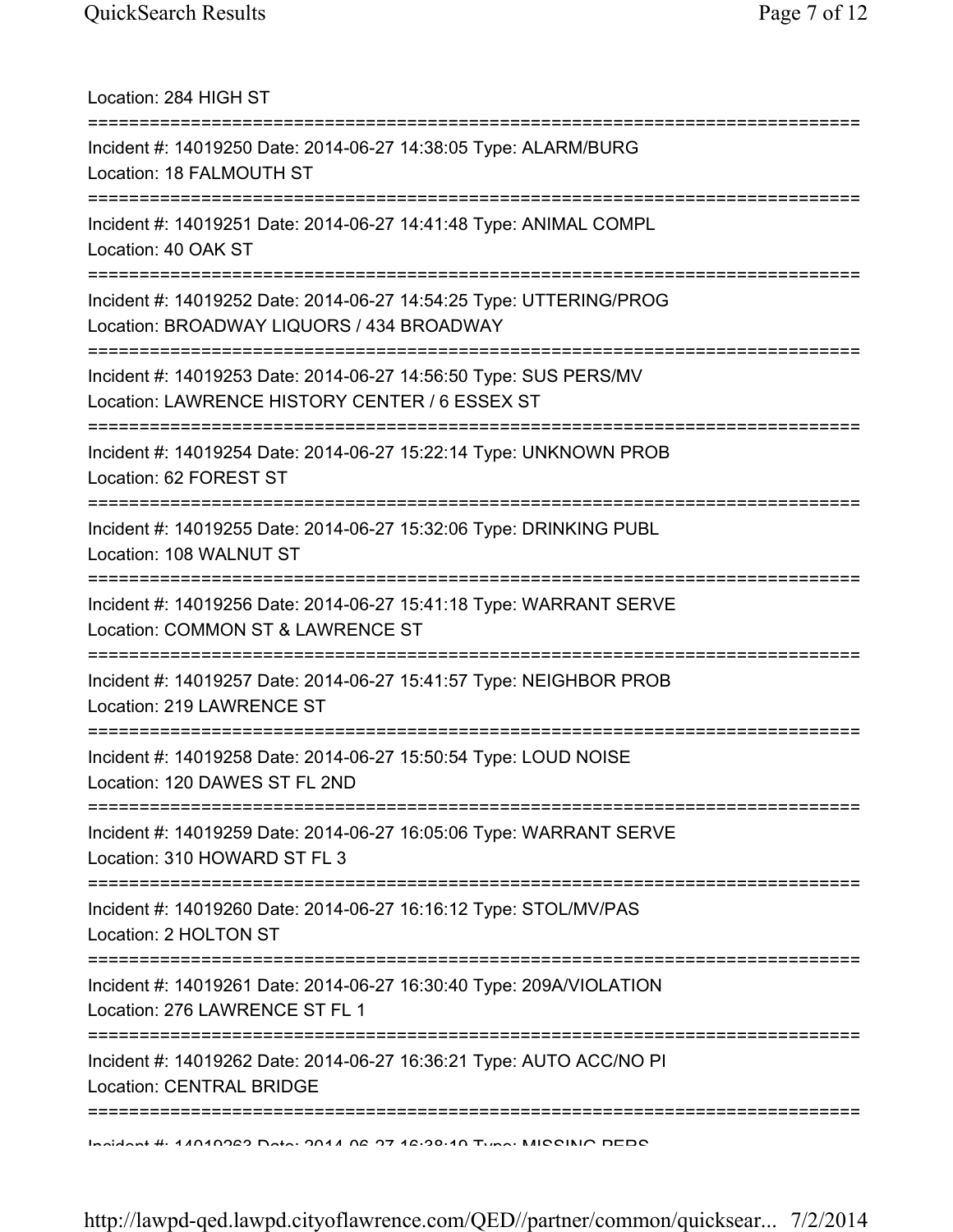Location: 284 HIGH ST

===========================================================================

Incident #: 14019250 Date: 2014-06-27 14:38:05 Type: ALARM/BURG
Location: 18 FALMOUTH ST

===========================================================================

Incident #: 14019251 Date: 2014-06-27 14:41:48 Type: ANIMAL COMPL
Location: 40 OAK ST

===========================================================================

Incident #: 14019252 Date: 2014-06-27 14:54:25 Type: UTTERING/PROG
Location: BROADWAY LIQUORS / 434 BROADWAY

===========================================================================

Incident #: 14019253 Date: 2014-06-27 14:56:50 Type: SUS PERS/MV
Location: LAWRENCE HISTORY CENTER / 6 ESSEX ST

===========================================================================

Incident #: 14019254 Date: 2014-06-27 15:22:14 Type: UNKNOWN PROB
Location: 62 FOREST ST

===========================================================================

Incident #: 14019255 Date: 2014-06-27 15:32:06 Type: DRINKING PUBL
Location: 108 WALNUT ST

===========================================================================

Incident #: 14019256 Date: 2014-06-27 15:41:18 Type: WARRANT SERVE
Location: COMMON ST & LAWRENCE ST

===========================================================================

Incident #: 14019257 Date: 2014-06-27 15:41:57 Type: NEIGHBOR PROB
Location: 219 LAWRENCE ST

===========================================================================

Incident #: 14019258 Date: 2014-06-27 15:50:54 Type: LOUD NOISE
Location: 120 DAWES ST FL 2ND

===========================================================================

Incident #: 14019259 Date: 2014-06-27 16:05:06 Type: WARRANT SERVE
Location: 310 HOWARD ST FL 3

===========================================================================

Incident #: 14019260 Date: 2014-06-27 16:16:12 Type: STOL/MV/PAS
Location: 2 HOLTON ST

===========================================================================

Incident #: 14019261 Date: 2014-06-27 16:30:40 Type: 209A/VIOLATION
Location: 276 LAWRENCE ST FL 1

===========================================================================

Incident #: 14019262 Date: 2014-06-27 16:36:21 Type: AUTO ACC/NO PI
Location: CENTRAL BRIDGE

===========================================================================

Incident #: 14019263 Date: 2014-06-27 16:38:19 Type: MISSING PERS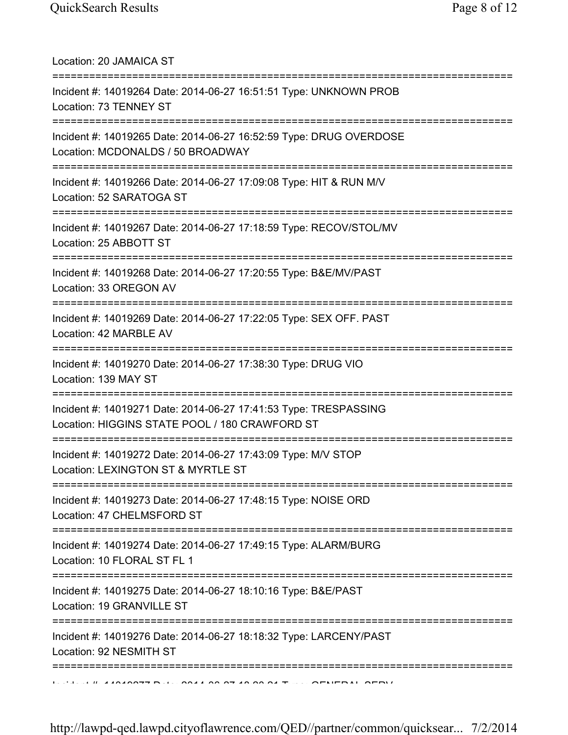Location: 20 JAMAICA ST

===========================================================================

Incident #: 14019264 Date: 2014-06-27 16:51:51 Type: UNKNOWN PROB
Location: 73 TENNEY ST

===========================================================================

Incident #: 14019265 Date: 2014-06-27 16:52:59 Type: DRUG OVERDOSE
Location: MCDONALDS / 50 BROADWAY

===========================================================================

Incident #: 14019266 Date: 2014-06-27 17:09:08 Type: HIT & RUN M/V
Location: 52 SARATOGA ST

===========================================================================

Incident #: 14019267 Date: 2014-06-27 17:18:59 Type: RECOV/STOL/MV
Location: 25 ABBOTT ST

===========================================================================

Incident #: 14019268 Date: 2014-06-27 17:20:55 Type: B&E/MV/PAST
Location: 33 OREGON AV

===========================================================================

Incident #: 14019269 Date: 2014-06-27 17:22:05 Type: SEX OFF. PAST
Location: 42 MARBLE AV

===========================================================================

Incident #: 14019270 Date: 2014-06-27 17:38:30 Type: DRUG VIO
Location: 139 MAY ST

===========================================================================

Incident #: 14019271 Date: 2014-06-27 17:41:53 Type: TRESPASSING
Location: HIGGINS STATE POOL / 180 CRAWFORD ST

===========================================================================

Incident #: 14019272 Date: 2014-06-27 17:43:09 Type: M/V STOP
Location: LEXINGTON ST & MYRTLE ST

===========================================================================

Incident #: 14019273 Date: 2014-06-27 17:48:15 Type: NOISE ORD
Location: 47 CHELMSFORD ST

===========================================================================

Incident #: 14019274 Date: 2014-06-27 17:49:15 Type: ALARM/BURG
Location: 10 FLORAL ST FL 1

===========================================================================

Incident #: 14019275 Date: 2014-06-27 18:10:16 Type: B&E/PAST
Location: 19 GRANVILLE ST

===========================================================================

Incident #: 14019276 Date: 2014-06-27 18:18:32 Type: LARCENY/PAST
Location: 92 NESMITH ST

===========================================================================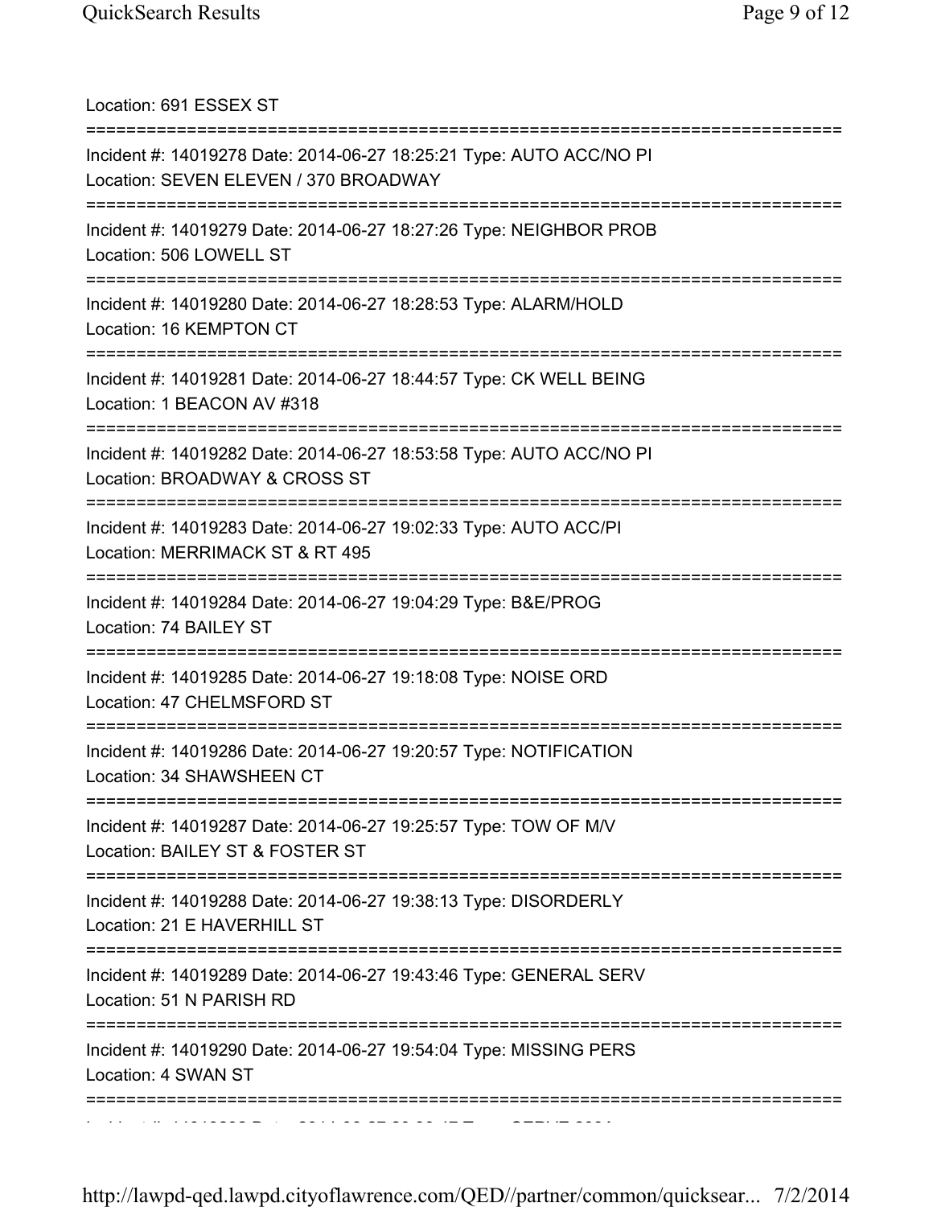Location: 691 ESSEX ST

===========================================================================

Incident #: 14019278 Date: 2014-06-27 18:25:21 Type: AUTO ACC/NO PI
Location: SEVEN ELEVEN / 370 BROADWAY

===========================================================================

Incident #: 14019279 Date: 2014-06-27 18:27:26 Type: NEIGHBOR PROB
Location: 506 LOWELL ST

===========================================================================

Incident #: 14019280 Date: 2014-06-27 18:28:53 Type: ALARM/HOLD
Location: 16 KEMPTON CT

===========================================================================

Incident #: 14019281 Date: 2014-06-27 18:44:57 Type: CK WELL BEING
Location: 1 BEACON AV #318

===========================================================================

Incident #: 14019282 Date: 2014-06-27 18:53:58 Type: AUTO ACC/NO PI
Location: BROADWAY & CROSS ST

===========================================================================

Incident #: 14019283 Date: 2014-06-27 19:02:33 Type: AUTO ACC/PI
Location: MERRIMACK ST & RT 495

===========================================================================

Incident #: 14019284 Date: 2014-06-27 19:04:29 Type: B&E/PROG
Location: 74 BAILEY ST

===========================================================================

Incident #: 14019285 Date: 2014-06-27 19:18:08 Type: NOISE ORD
Location: 47 CHELMSFORD ST

===========================================================================

Incident #: 14019286 Date: 2014-06-27 19:20:57 Type: NOTIFICATION
Location: 34 SHAWSHEEN CT

===========================================================================

Incident #: 14019287 Date: 2014-06-27 19:25:57 Type: TOW OF M/V
Location: BAILEY ST & FOSTER ST

===========================================================================

Incident #: 14019288 Date: 2014-06-27 19:38:13 Type: DISORDERLY
Location: 21 E HAVERHILL ST

===========================================================================

Incident #: 14019289 Date: 2014-06-27 19:43:46 Type: GENERAL SERV
Location: 51 N PARISH RD

===========================================================================

Incident #: 14019290 Date: 2014-06-27 19:54:04 Type: MISSING PERS
Location: 4 SWAN ST

===========================================================================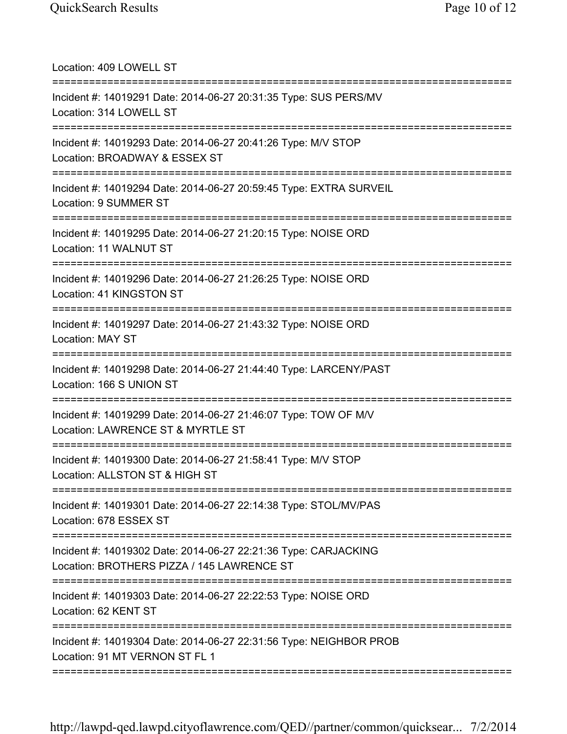Location: 409 LOWELL ST

===========================================================================

Incident #: 14019291 Date: 2014-06-27 20:31:35 Type: SUS PERS/MV
Location: 314 LOWELL ST

===========================================================================

Incident #: 14019293 Date: 2014-06-27 20:41:26 Type: M/V STOP
Location: BROADWAY & ESSEX ST

===========================================================================

Incident #: 14019294 Date: 2014-06-27 20:59:45 Type: EXTRA SURVEIL
Location: 9 SUMMER ST

===========================================================================

Incident #: 14019295 Date: 2014-06-27 21:20:15 Type: NOISE ORD
Location: 11 WALNUT ST

===========================================================================

Incident #: 14019296 Date: 2014-06-27 21:26:25 Type: NOISE ORD
Location: 41 KINGSTON ST

===========================================================================

Incident #: 14019297 Date: 2014-06-27 21:43:32 Type: NOISE ORD
Location: MAY ST

===========================================================================

Incident #: 14019298 Date: 2014-06-27 21:44:40 Type: LARCENY/PAST
Location: 166 S UNION ST

===========================================================================

Incident #: 14019299 Date: 2014-06-27 21:46:07 Type: TOW OF M/V
Location: LAWRENCE ST & MYRTLE ST

===========================================================================

Incident #: 14019300 Date: 2014-06-27 21:58:41 Type: M/V STOP
Location: ALLSTON ST & HIGH ST

===========================================================================

Incident #: 14019301 Date: 2014-06-27 22:14:38 Type: STOL/MV/PAS
Location: 678 ESSEX ST

===========================================================================

Incident #: 14019302 Date: 2014-06-27 22:21:36 Type: CARJACKING
Location: BROTHERS PIZZA / 145 LAWRENCE ST

===========================================================================

Incident #: 14019303 Date: 2014-06-27 22:22:53 Type: NOISE ORD
Location: 62 KENT ST

===========================================================================

Incident #: 14019304 Date: 2014-06-27 22:31:56 Type: NEIGHBOR PROB
Location: 91 MT VERNON ST FL 1

===========================================================================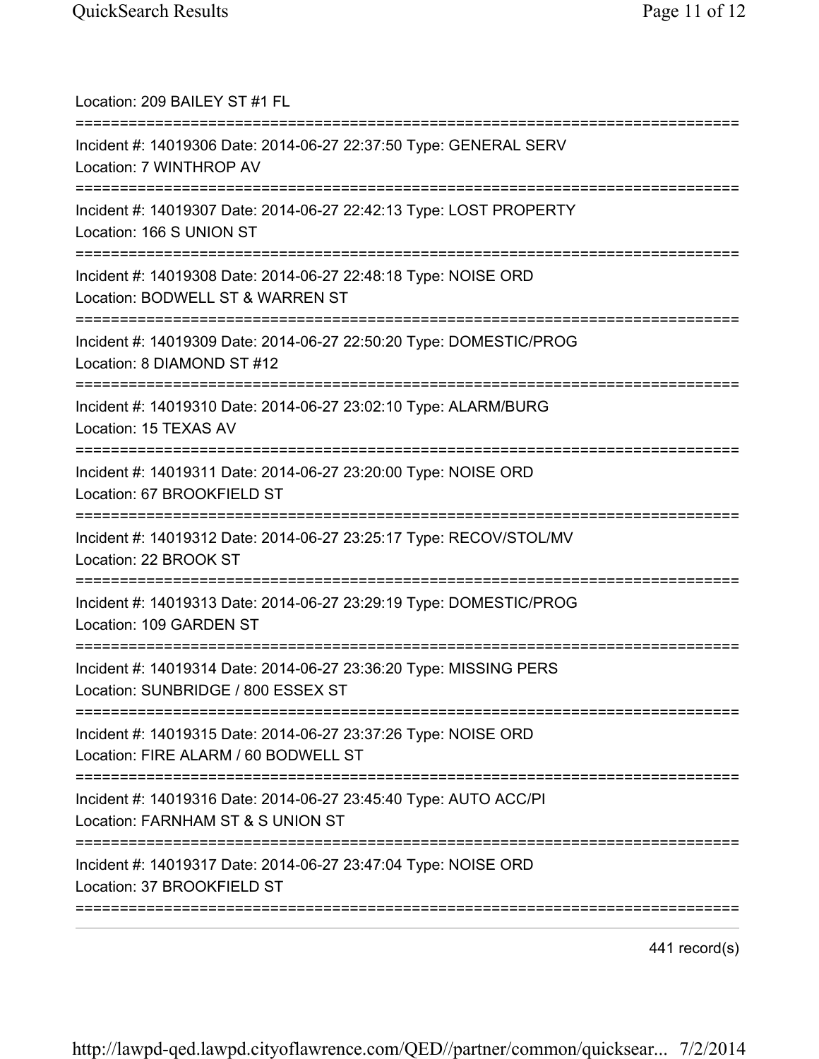Location: 209 BAILEY ST #1 FL

===========================================================================

Incident #: 14019306 Date: 2014-06-27 22:37:50 Type: GENERAL SERV
Location: 7 WINTHROP AV

===========================================================================

Incident #: 14019307 Date: 2014-06-27 22:42:13 Type: LOST PROPERTY
Location: 166 S UNION ST

===========================================================================

Incident #: 14019308 Date: 2014-06-27 22:48:18 Type: NOISE ORD
Location: BODWELL ST & WARREN ST

===========================================================================

Incident #: 14019309 Date: 2014-06-27 22:50:20 Type: DOMESTIC/PROG
Location: 8 DIAMOND ST #12

===========================================================================

Incident #: 14019310 Date: 2014-06-27 23:02:10 Type: ALARM/BURG
Location: 15 TEXAS AV

===========================================================================

Incident #: 14019311 Date: 2014-06-27 23:20:00 Type: NOISE ORD
Location: 67 BROOKFIELD ST

===========================================================================

Incident #: 14019312 Date: 2014-06-27 23:25:17 Type: RECOV/STOL/MV
Location: 22 BROOK ST

===========================================================================

Incident #: 14019313 Date: 2014-06-27 23:29:19 Type: DOMESTIC/PROG
Location: 109 GARDEN ST

===========================================================================

Incident #: 14019314 Date: 2014-06-27 23:36:20 Type: MISSING PERS
Location: SUNBRIDGE / 800 ESSEX ST

===========================================================================

Incident #: 14019315 Date: 2014-06-27 23:37:26 Type: NOISE ORD
Location: FIRE ALARM / 60 BODWELL ST

===========================================================================

Incident #: 14019316 Date: 2014-06-27 23:45:40 Type: AUTO ACC/PI
Location: FARNHAM ST & S UNION ST

===========================================================================

Incident #: 14019317 Date: 2014-06-27 23:47:04 Type: NOISE ORD
Location: 37 BROOKFIELD ST

===========================================================================

441 record(s)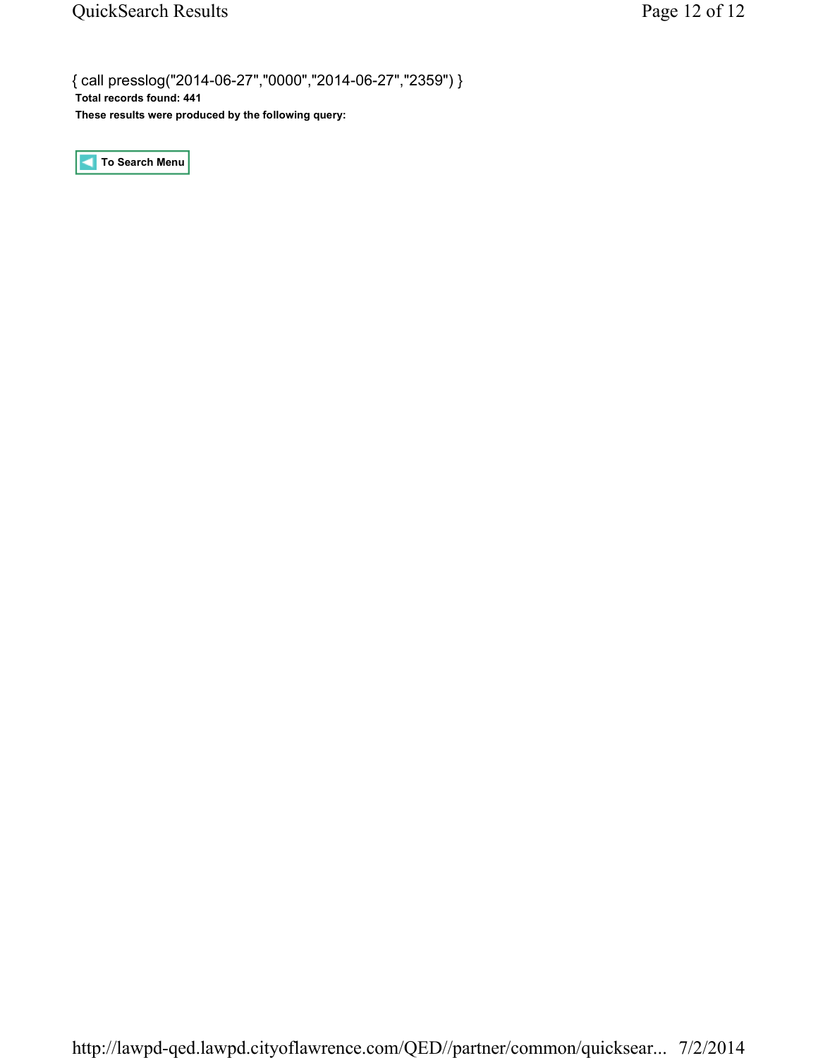{ call presslog("2014-06-27","0000","2014-06-27","2359") }

**Total records found: 441**

**These results were produced by the following query:**

**To Search Menu**